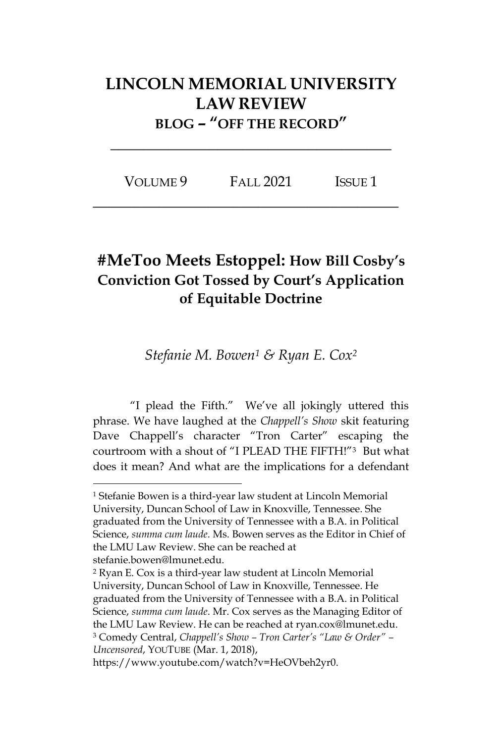# LINCOLN MEMORIAL UNIVERSITY LAW REVIEW

### BLOG – "OFF THE RECORD"

VOLUME 9 FALL 2021 ISSUE 1

## #MeToo Meets Estoppel: How Bill Cosby's Conviction Got Tossed by Court's Application of Equitable Doctrine

*Stefanie M. Bowen*[1] *& Ryan E. Cox*[2]

"I plead the Fifth." We've all jokingly uttered this phrase. We have laughed at the *Chappell's Show* skit featuring Dave Chappell's character "Tron Carter" escaping the courtroom with a shout of "I PLEAD THE FIFTH!"[3] But what does it mean? And what are the implications for a defendant

---

[1] Stefanie Bowen is a third-year law student at Lincoln Memorial University, Duncan School of Law in Knoxville, Tennessee. She graduated from the University of Tennessee with a B.A. in Political Science, *summa cum laude*. Ms. Bowen serves as the Editor in Chief of the LMU Law Review. She can be reached at stefanie.bowen@lmunet.edu.

[2] Ryan E. Cox is a third-year law student at Lincoln Memorial University, Duncan School of Law in Knoxville, Tennessee. He graduated from the University of Tennessee with a B.A. in Political Science, *summa cum laude*. Mr. Cox serves as the Managing Editor of the LMU Law Review. He can be reached at ryan.cox@lmunet.edu.

[3] Comedy Central, *Chappell's Show – Tron Carter's "Law & Order" – Uncensored*, YOUTUBE (Mar. 1, 2018), https://www.youtube.com/watch?v=HeOVbeh2yr0.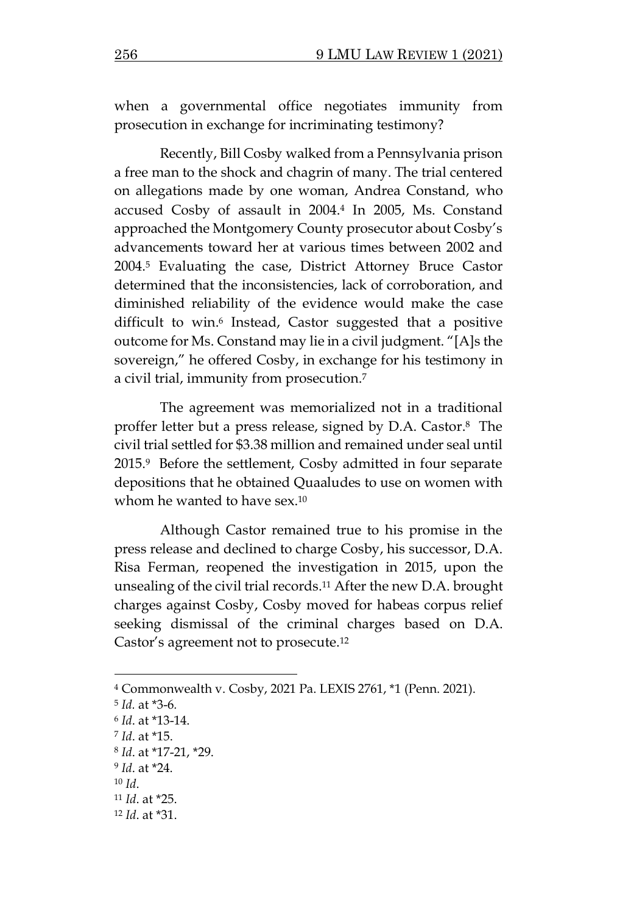when a governmental office negotiates immunity from prosecution in exchange for incriminating testimony?

Recently, Bill Cosby walked from a Pennsylvania prison a free man to the shock and chagrin of many. The trial centered on allegations made by one woman, Andrea Constand, who accused Cosby of assault in 2004.[4] In 2005, Ms. Constand approached the Montgomery County prosecutor about Cosby's advancements toward her at various times between 2002 and 2004.[5] Evaluating the case, District Attorney Bruce Castor determined that the inconsistencies, lack of corroboration, and diminished reliability of the evidence would make the case difficult to win.[6] Instead, Castor suggested that a positive outcome for Ms. Constand may lie in a civil judgment. "[A]s the sovereign," he offered Cosby, in exchange for his testimony in a civil trial, immunity from prosecution.[7]

The agreement was memorialized not in a traditional proffer letter but a press release, signed by D.A. Castor.[8] The civil trial settled for $3.38 million and remained under seal until 2015.[9] Before the settlement, Cosby admitted in four separate depositions that he obtained Quaaludes to use on women with whom he wanted to have sex.[10]

Although Castor remained true to his promise in the press release and declined to charge Cosby, his successor, D.A. Risa Ferman, reopened the investigation in 2015, upon the unsealing of the civil trial records.[11] After the new D.A. brought charges against Cosby, Cosby moved for habeas corpus relief seeking dismissal of the criminal charges based on D.A. Castor's agreement not to prosecute.[12]

---

[4] Commonwealth v. Cosby, 2021 Pa. LEXIS 2761, *1 (Penn. 2021).

[5] *Id*. at *3-6.

[6] *Id*. at *13-14.

[7] *Id*. at *15.

[8] *Id*. at *17-21, *29.

[9] *Id*. at *24.

[10] *Id*.

[11] *Id*. at *25.

[12] *Id*. at *31.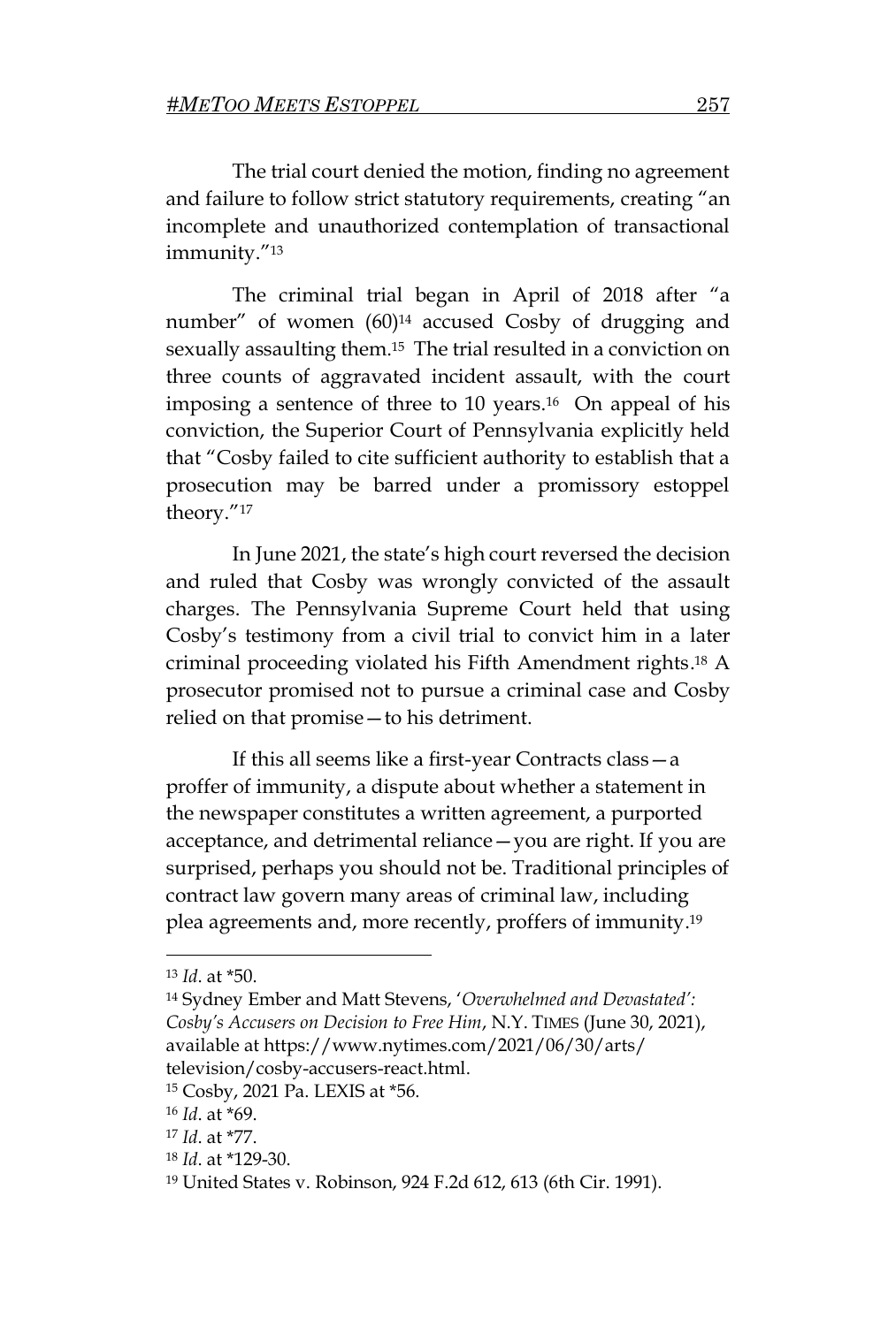The trial court denied the motion, finding no agreement and failure to follow strict statutory requirements, creating "an incomplete and unauthorized contemplation of transactional immunity."[13]

The criminal trial began in April of 2018 after "a number" of women (60)[14] accused Cosby of drugging and sexually assaulting them.[15] The trial resulted in a conviction on three counts of aggravated incident assault, with the court imposing a sentence of three to 10 years.[16] On appeal of his conviction, the Superior Court of Pennsylvania explicitly held that "Cosby failed to cite sufficient authority to establish that a prosecution may be barred under a promissory estoppel theory."[17]

In June 2021, the state's high court reversed the decision and ruled that Cosby was wrongly convicted of the assault charges. The Pennsylvania Supreme Court held that using Cosby's testimony from a civil trial to convict him in a later criminal proceeding violated his Fifth Amendment rights.[18] A prosecutor promised not to pursue a criminal case and Cosby relied on that promise—to his detriment.

If this all seems like a first-year Contracts class—a proffer of immunity, a dispute about whether a statement in the newspaper constitutes a written agreement, a purported acceptance, and detrimental reliance—you are right. If you are surprised, perhaps you should not be. Traditional principles of contract law govern many areas of criminal law, including plea agreements and, more recently, proffers of immunity.[19]

---

[13] *Id*. at *50.

[14] Sydney Ember and Matt Stevens, '*Overwhelmed and Devastated': Cosby's Accusers on Decision to Free Him*, N.Y. TIMES (June 30, 2021), available at https://www.nytimes.com/2021/06/30/arts/television/cosby-accusers-react.html.

[15] Cosby, 2021 Pa. LEXIS at *56.

[16] *Id*. at *69.

[17] *Id*. at *77.

[18] *Id*. at *129-30.

[19] United States v. Robinson, 924 F.2d 612, 613 (6th Cir. 1991).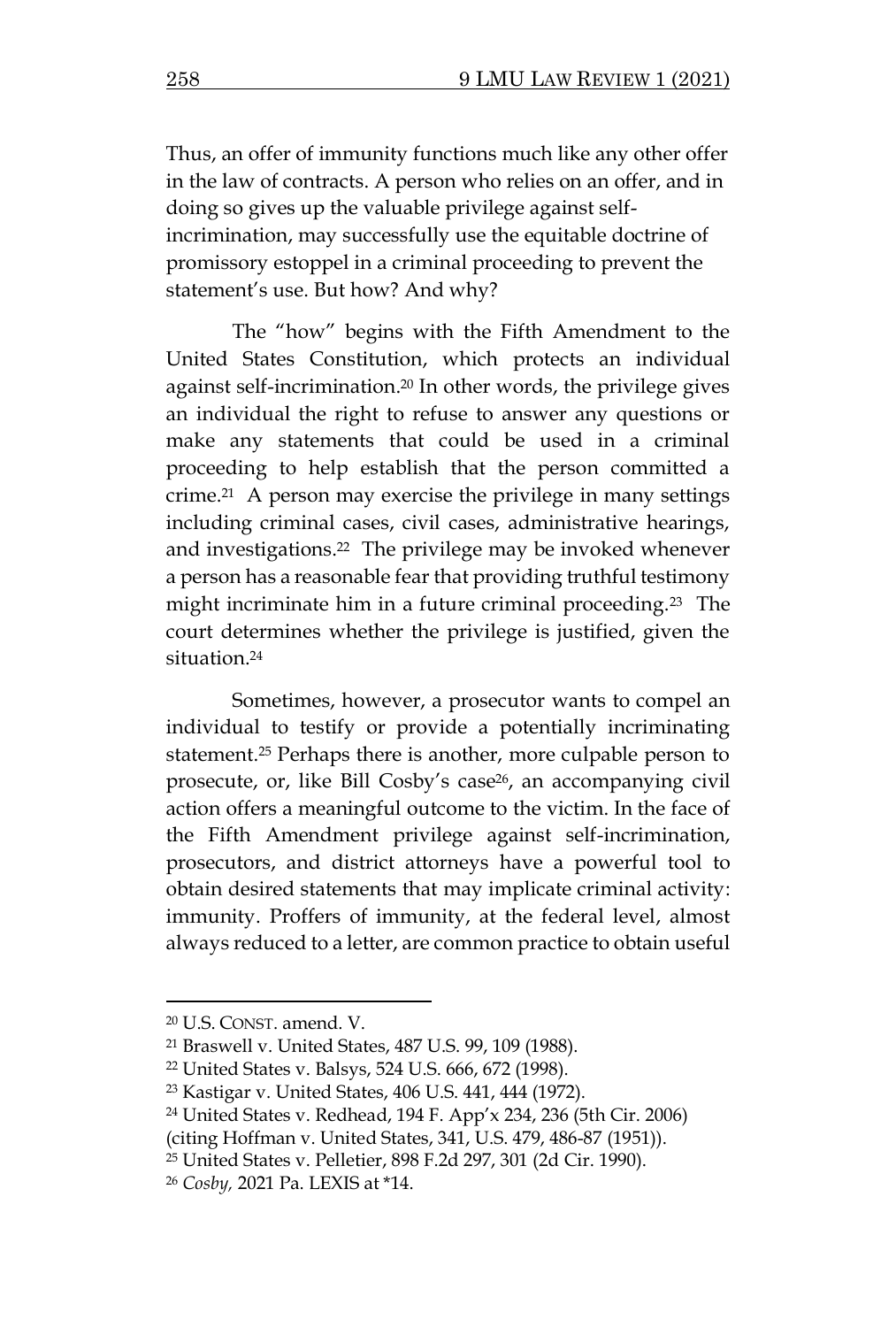Thus, an offer of immunity functions much like any other offer in the law of contracts. A person who relies on an offer, and in doing so gives up the valuable privilege against self-incrimination, may successfully use the equitable doctrine of promissory estoppel in a criminal proceeding to prevent the statement's use. But how? And why?

The "how" begins with the Fifth Amendment to the United States Constitution, which protects an individual against self-incrimination.[20] In other words, the privilege gives an individual the right to refuse to answer any questions or make any statements that could be used in a criminal proceeding to help establish that the person committed a crime.[21] A person may exercise the privilege in many settings including criminal cases, civil cases, administrative hearings, and investigations.[22] The privilege may be invoked whenever a person has a reasonable fear that providing truthful testimony might incriminate him in a future criminal proceeding.[23] The court determines whether the privilege is justified, given the situation.[24]

Sometimes, however, a prosecutor wants to compel an individual to testify or provide a potentially incriminating statement.[25] Perhaps there is another, more culpable person to prosecute, or, like Bill Cosby's case[26], an accompanying civil action offers a meaningful outcome to the victim. In the face of the Fifth Amendment privilege against self-incrimination, prosecutors, and district attorneys have a powerful tool to obtain desired statements that may implicate criminal activity: immunity. Proffers of immunity, at the federal level, almost always reduced to a letter, are common practice to obtain useful

---

[20] U.S. CONST. amend. V.

[21] Braswell v. United States, 487 U.S. 99, 109 (1988).

[22] United States v. Balsys, 524 U.S. 666, 672 (1998).

[23] Kastigar v. United States, 406 U.S. 441, 444 (1972).

[24] United States v. Redhead, 194 F. App'x 234, 236 (5th Cir. 2006) (citing Hoffman v. United States, 341, U.S. 479, 486-87 (1951)).

[25] United States v. Pelletier, 898 F.2d 297, 301 (2d Cir. 1990).

[26] *Cosby,* 2021 Pa. LEXIS at *14.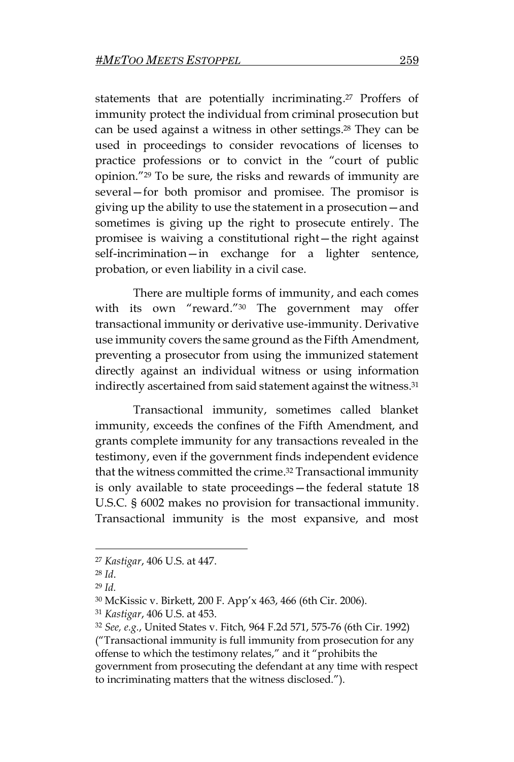statements that are potentially incriminating.[27] Proffers of immunity protect the individual from criminal prosecution but can be used against a witness in other settings.[28] They can be used in proceedings to consider revocations of licenses to practice professions or to convict in the "court of public opinion."[29] To be sure, the risks and rewards of immunity are several—for both promisor and promisee. The promisor is giving up the ability to use the statement in a prosecution—and sometimes is giving up the right to prosecute entirely. The promisee is waiving a constitutional right—the right against self-incrimination—in exchange for a lighter sentence, probation, or even liability in a civil case.

There are multiple forms of immunity, and each comes with its own "reward."[30] The government may offer transactional immunity or derivative use-immunity. Derivative use immunity covers the same ground as the Fifth Amendment, preventing a prosecutor from using the immunized statement directly against an individual witness or using information indirectly ascertained from said statement against the witness.[31]

Transactional immunity, sometimes called blanket immunity, exceeds the confines of the Fifth Amendment, and grants complete immunity for any transactions revealed in the testimony, even if the government finds independent evidence that the witness committed the crime.[32] Transactional immunity is only available to state proceedings—the federal statute 18 U.S.C. § 6002 makes no provision for transactional immunity. Transactional immunity is the most expansive, and most

---

[27] *Kastigar*, 406 U.S. at 447.

[28] *Id.*

[29] *Id.*

[30] McKissic v. Birkett, 200 F. App'x 463, 466 (6th Cir. 2006).

[31] *Kastigar*, 406 U.S. at 453.

[32] *See, e.g.*, United States v. Fitch*,* 964 F.2d 571, 575-76 (6th Cir. 1992) ("Transactional immunity is full immunity from prosecution for any offense to which the testimony relates," and it "prohibits the government from prosecuting the defendant at any time with respect to incriminating matters that the witness disclosed.").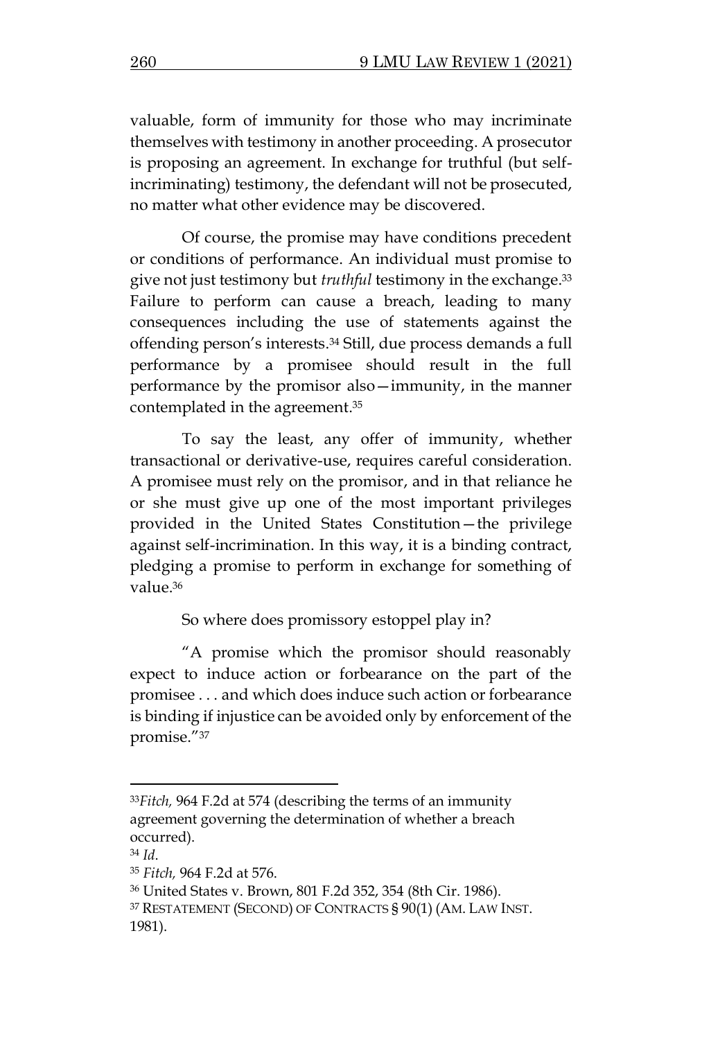valuable, form of immunity for those who may incriminate themselves with testimony in another proceeding. A prosecutor is proposing an agreement. In exchange for truthful (but self-incriminating) testimony, the defendant will not be prosecuted, no matter what other evidence may be discovered.

Of course, the promise may have conditions precedent or conditions of performance. An individual must promise to give not just testimony but *truthful* testimony in the exchange.[33] Failure to perform can cause a breach, leading to many consequences including the use of statements against the offending person's interests.[34] Still, due process demands a full performance by a promisee should result in the full performance by the promisor also—immunity, in the manner contemplated in the agreement.[35]

To say the least, any offer of immunity, whether transactional or derivative-use, requires careful consideration. A promisee must rely on the promisor, and in that reliance he or she must give up one of the most important privileges provided in the United States Constitution—the privilege against self-incrimination. In this way, it is a binding contract, pledging a promise to perform in exchange for something of value.[36]

So where does promissory estoppel play in?

"A promise which the promisor should reasonably expect to induce action or forbearance on the part of the promisee . . . and which does induce such action or forbearance is binding if injustice can be avoided only by enforcement of the promise."[37]

---

[33] *Fitch,* 964 F.2d at 574 (describing the terms of an immunity agreement governing the determination of whether a breach occurred).

[34] *Id*.

[35] *Fitch,* 964 F.2d at 576.

[36] United States v. Brown, 801 F.2d 352, 354 (8th Cir. 1986).

[37] RESTATEMENT (SECOND) OF CONTRACTS § 90(1) (AM. LAW INST. 1981).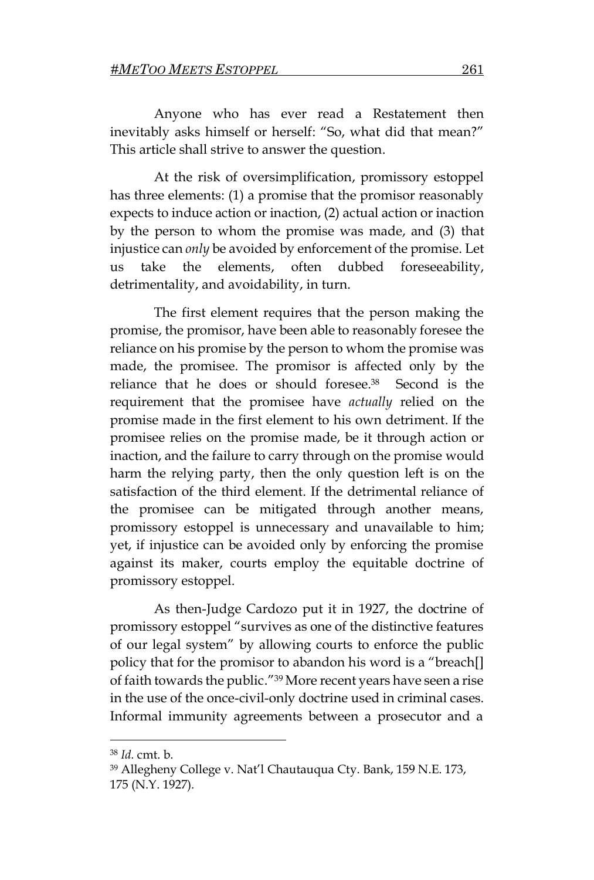Anyone who has ever read a Restatement then inevitably asks himself or herself: "So, what did that mean?" This article shall strive to answer the question.

At the risk of oversimplification, promissory estoppel has three elements: (1) a promise that the promisor reasonably expects to induce action or inaction, (2) actual action or inaction by the person to whom the promise was made, and (3) that injustice can *only* be avoided by enforcement of the promise. Let us take the elements, often dubbed foreseeability, detrimentality, and avoidability, in turn.

The first element requires that the person making the promise, the promisor, have been able to reasonably foresee the reliance on his promise by the person to whom the promise was made, the promisee. The promisor is affected only by the reliance that he does or should foresee.[38] Second is the requirement that the promisee have *actually* relied on the promise made in the first element to his own detriment. If the promisee relies on the promise made, be it through action or inaction, and the failure to carry through on the promise would harm the relying party, then the only question left is on the satisfaction of the third element. If the detrimental reliance of the promisee can be mitigated through another means, promissory estoppel is unnecessary and unavailable to him; yet, if injustice can be avoided only by enforcing the promise against its maker, courts employ the equitable doctrine of promissory estoppel.

As then-Judge Cardozo put it in 1927, the doctrine of promissory estoppel "survives as one of the distinctive features of our legal system" by allowing courts to enforce the public policy that for the promisor to abandon his word is a "breach[] of faith towards the public."[39] More recent years have seen a rise in the use of the once-civil-only doctrine used in criminal cases. Informal immunity agreements between a prosecutor and a

---

[38] *Id.* cmt. b.

[39] Allegheny College v. Nat'l Chautauqua Cty. Bank, 159 N.E. 173, 175 (N.Y. 1927).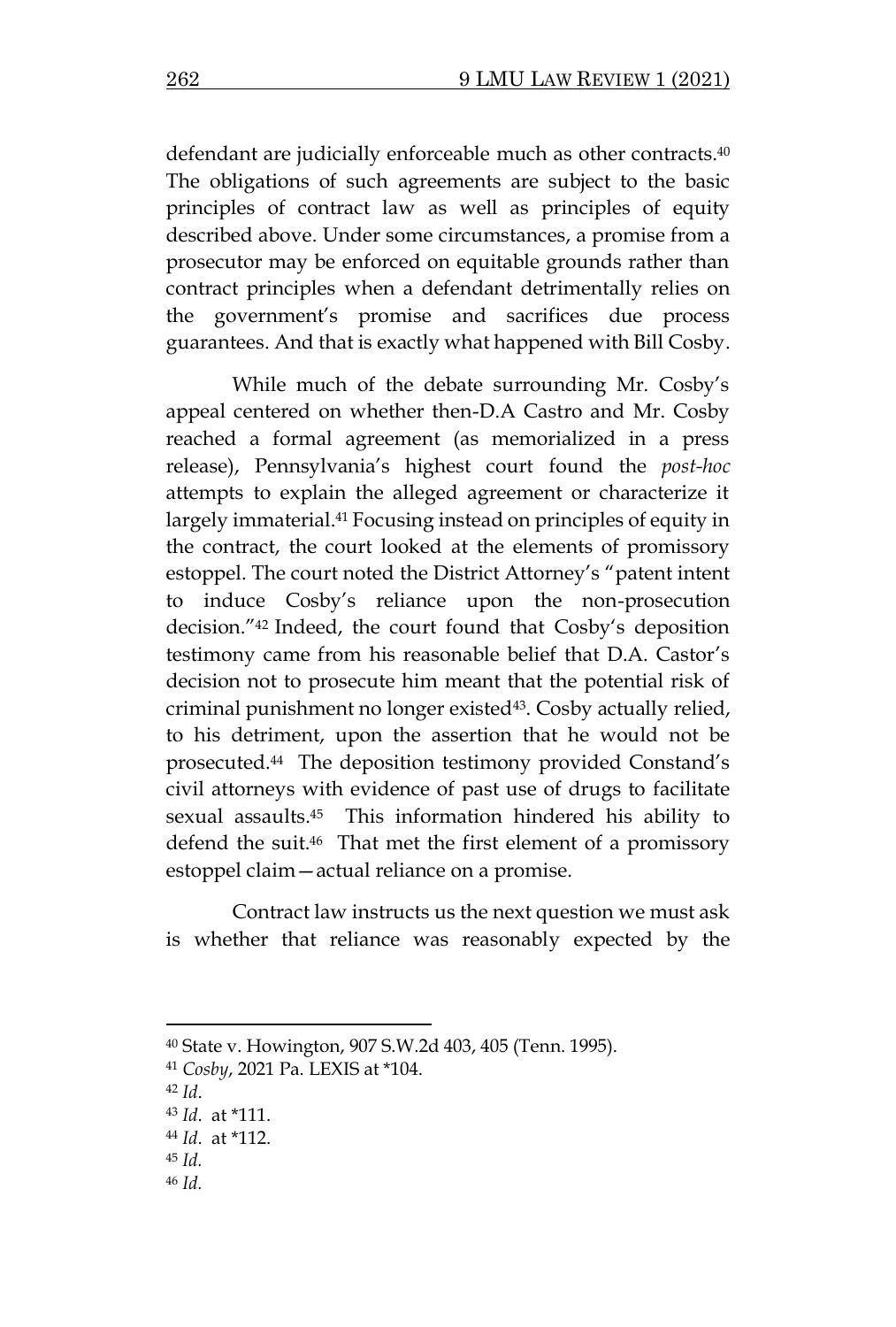defendant are judicially enforceable much as other contracts.[40] The obligations of such agreements are subject to the basic principles of contract law as well as principles of equity described above. Under some circumstances, a promise from a prosecutor may be enforced on equitable grounds rather than contract principles when a defendant detrimentally relies on the government's promise and sacrifices due process guarantees. And that is exactly what happened with Bill Cosby.

While much of the debate surrounding Mr. Cosby's appeal centered on whether then-D.A Castro and Mr. Cosby reached a formal agreement (as memorialized in a press release), Pennsylvania's highest court found the *post-hoc* attempts to explain the alleged agreement or characterize it largely immaterial.[41] Focusing instead on principles of equity in the contract, the court looked at the elements of promissory estoppel. The court noted the District Attorney's "patent intent to induce Cosby's reliance upon the non-prosecution decision."[42] Indeed, the court found that Cosby's deposition testimony came from his reasonable belief that D.A. Castor's decision not to prosecute him meant that the potential risk of criminal punishment no longer existed[43]. Cosby actually relied, to his detriment, upon the assertion that he would not be prosecuted.[44] The deposition testimony provided Constand's civil attorneys with evidence of past use of drugs to facilitate sexual assaults.[45] This information hindered his ability to defend the suit.[46] That met the first element of a promissory estoppel claim—actual reliance on a promise.

Contract law instructs us the next question we must ask is whether that reliance was reasonably expected by the

---

[40] State v. Howington, 907 S.W.2d 403, 405 (Tenn. 1995).

[41] *Cosby*, 2021 Pa. LEXIS at *104.

[42] *Id*.

[43] *Id*. at *111.

[44] *Id*. at *112.

[45] *Id.*

[46] *Id.*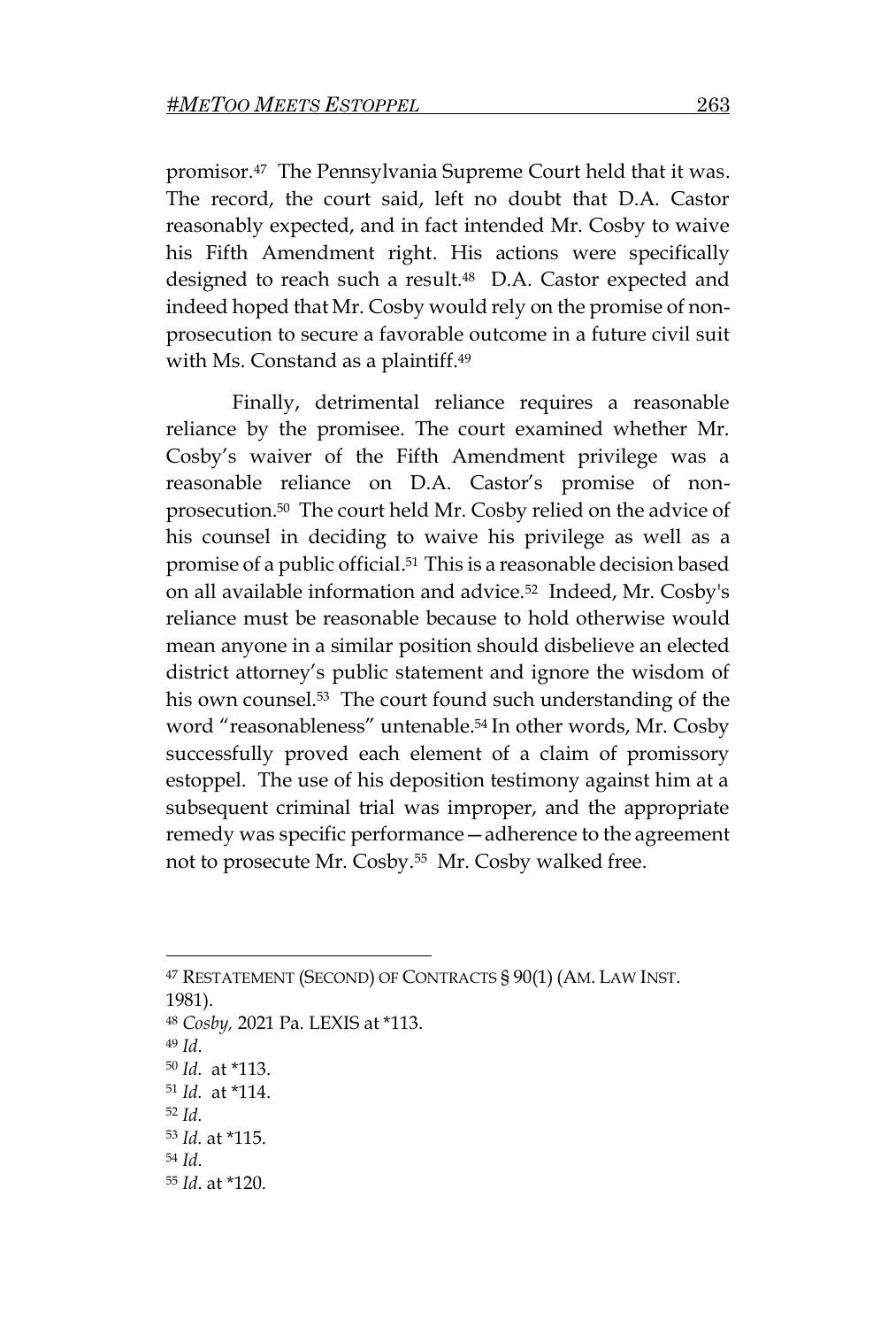promisor.[47] The Pennsylvania Supreme Court held that it was. The record, the court said, left no doubt that D.A. Castor reasonably expected, and in fact intended Mr. Cosby to waive his Fifth Amendment right. His actions were specifically designed to reach such a result.[48] D.A. Castor expected and indeed hoped that Mr. Cosby would rely on the promise of non-prosecution to secure a favorable outcome in a future civil suit with Ms. Constand as a plaintiff.[49]

Finally, detrimental reliance requires a reasonable reliance by the promisee. The court examined whether Mr. Cosby's waiver of the Fifth Amendment privilege was a reasonable reliance on D.A. Castor's promise of non-prosecution.[50] The court held Mr. Cosby relied on the advice of his counsel in deciding to waive his privilege as well as a promise of a public official.[51] This is a reasonable decision based on all available information and advice.[52] Indeed, Mr. Cosby's reliance must be reasonable because to hold otherwise would mean anyone in a similar position should disbelieve an elected district attorney's public statement and ignore the wisdom of his own counsel.[53] The court found such understanding of the word "reasonableness" untenable.[54] In other words, Mr. Cosby successfully proved each element of a claim of promissory estoppel. The use of his deposition testimony against him at a subsequent criminal trial was improper, and the appropriate remedy was specific performance—adherence to the agreement not to prosecute Mr. Cosby.[55] Mr. Cosby walked free.

---

[47] RESTATEMENT (SECOND) OF CONTRACTS § 90(1) (AM. LAW INST. 1981).

[48] *Cosby,* 2021 Pa. LEXIS at *113.

[49] *Id*.

[50] *Id.* at *113.

[51] *Id.* at *114.

[52] *Id.*

[53] *Id.* at *115.

[54] *Id*.

[55] *Id*. at *120.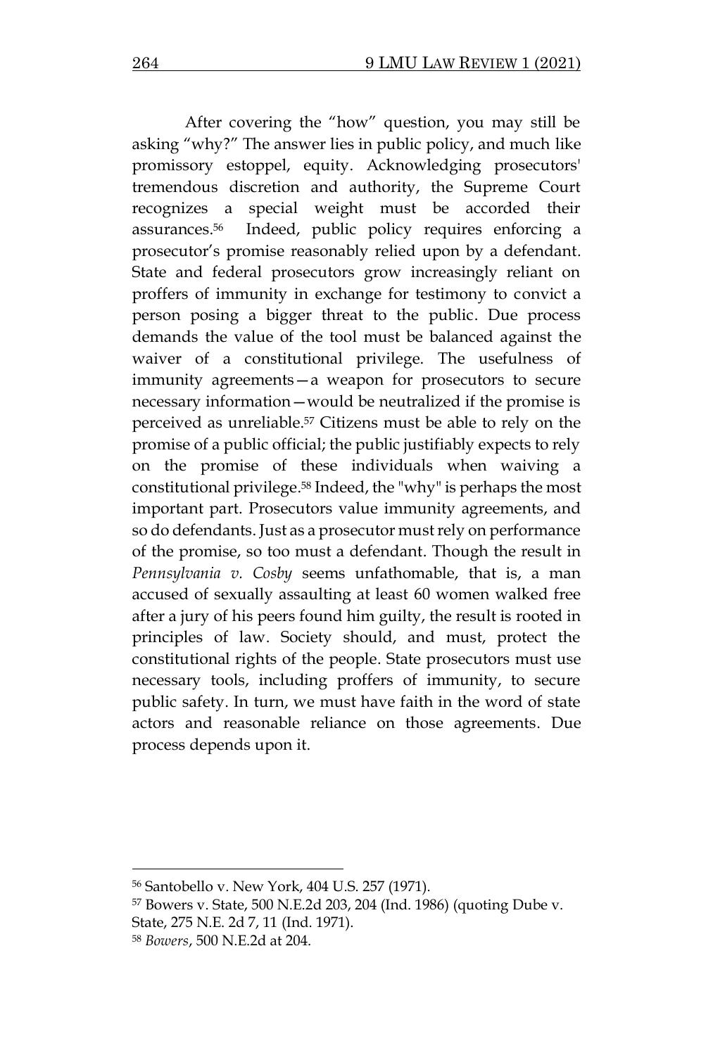After covering the "how" question, you may still be asking "why?" The answer lies in public policy, and much like promissory estoppel, equity. Acknowledging prosecutors' tremendous discretion and authority, the Supreme Court recognizes a special weight must be accorded their assurances.[56] Indeed, public policy requires enforcing a prosecutor's promise reasonably relied upon by a defendant. State and federal prosecutors grow increasingly reliant on proffers of immunity in exchange for testimony to convict a person posing a bigger threat to the public. Due process demands the value of the tool must be balanced against the waiver of a constitutional privilege. The usefulness of immunity agreements—a weapon for prosecutors to secure necessary information—would be neutralized if the promise is perceived as unreliable.[57] Citizens must be able to rely on the promise of a public official; the public justifiably expects to rely on the promise of these individuals when waiving a constitutional privilege.[58] Indeed, the "why" is perhaps the most important part. Prosecutors value immunity agreements, and so do defendants. Just as a prosecutor must rely on performance of the promise, so too must a defendant. Though the result in *Pennsylvania v. Cosby* seems unfathomable, that is, a man accused of sexually assaulting at least 60 women walked free after a jury of his peers found him guilty, the result is rooted in principles of law. Society should, and must, protect the constitutional rights of the people. State prosecutors must use necessary tools, including proffers of immunity, to secure public safety. In turn, we must have faith in the word of state actors and reasonable reliance on those agreements. Due process depends upon it.

---

[56] Santobello v. New York, 404 U.S. 257 (1971).

[57] Bowers v. State, 500 N.E.2d 203, 204 (Ind. 1986) (quoting Dube v. State, 275 N.E. 2d 7, 11 (Ind. 1971).

[58] *Bowers*, 500 N.E.2d at 204.